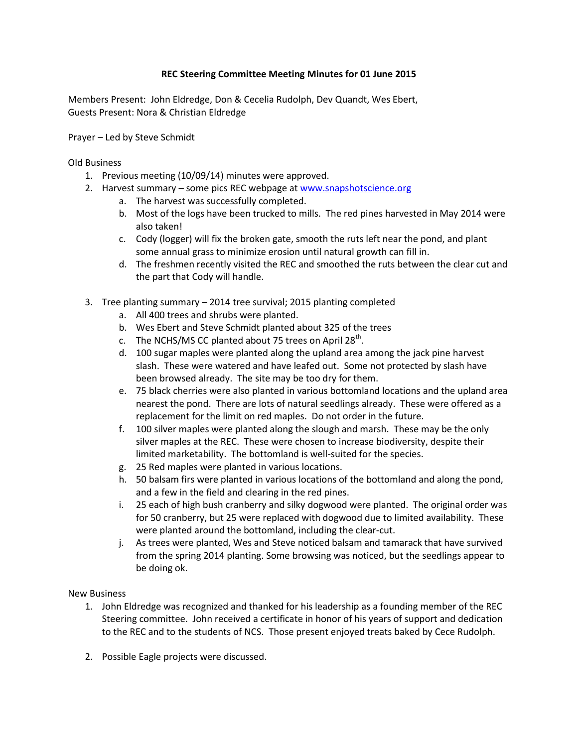# REC Steering Committee Meeting Minutes for 01 June 2015

Members Present: John Eldredge, Don & Cecelia Rudolph, Dev Quandt, Wes Ebert,
Guests Present: Nora & Christian Eldredge

Prayer – Led by Steve Schmidt

Old Business

1. Previous meeting (10/09/14) minutes were approved.
2. Harvest summary – some pics REC webpage at www.snapshotscience.org
   a. The harvest was successfully completed.
   b. Most of the logs have been trucked to mills. The red pines harvested in May 2014 were also taken!
   c. Cody (logger) will fix the broken gate, smooth the ruts left near the pond, and plant some annual grass to minimize erosion until natural growth can fill in.
   d. The freshmen recently visited the REC and smoothed the ruts between the clear cut and the part that Cody will handle.

3. Tree planting summary – 2014 tree survival; 2015 planting completed
   a. All 400 trees and shrubs were planted.
   b. Wes Ebert and Steve Schmidt planted about 325 of the trees
   c. The NCHS/MS CC planted about 75 trees on April 28th.
   d. 100 sugar maples were planted along the upland area among the jack pine harvest slash. These were watered and have leafed out. Some not protected by slash have been browsed already. The site may be too dry for them.
   e. 75 black cherries were also planted in various bottomland locations and the upland area nearest the pond. There are lots of natural seedlings already. These were offered as a replacement for the limit on red maples. Do not order in the future.
   f. 100 silver maples were planted along the slough and marsh. These may be the only silver maples at the REC. These were chosen to increase biodiversity, despite their limited marketability. The bottomland is well-suited for the species.
   g. 25 Red maples were planted in various locations.
   h. 50 balsam firs were planted in various locations of the bottomland and along the pond, and a few in the field and clearing in the red pines.
   i. 25 each of high bush cranberry and silky dogwood were planted. The original order was for 50 cranberry, but 25 were replaced with dogwood due to limited availability. These were planted around the bottomland, including the clear-cut.
   j. As trees were planted, Wes and Steve noticed balsam and tamarack that have survived from the spring 2014 planting. Some browsing was noticed, but the seedlings appear to be doing ok.

New Business

1. John Eldredge was recognized and thanked for his leadership as a founding member of the REC Steering committee. John received a certificate in honor of his years of support and dedication to the REC and to the students of NCS. Those present enjoyed treats baked by Cece Rudolph.

2. Possible Eagle projects were discussed.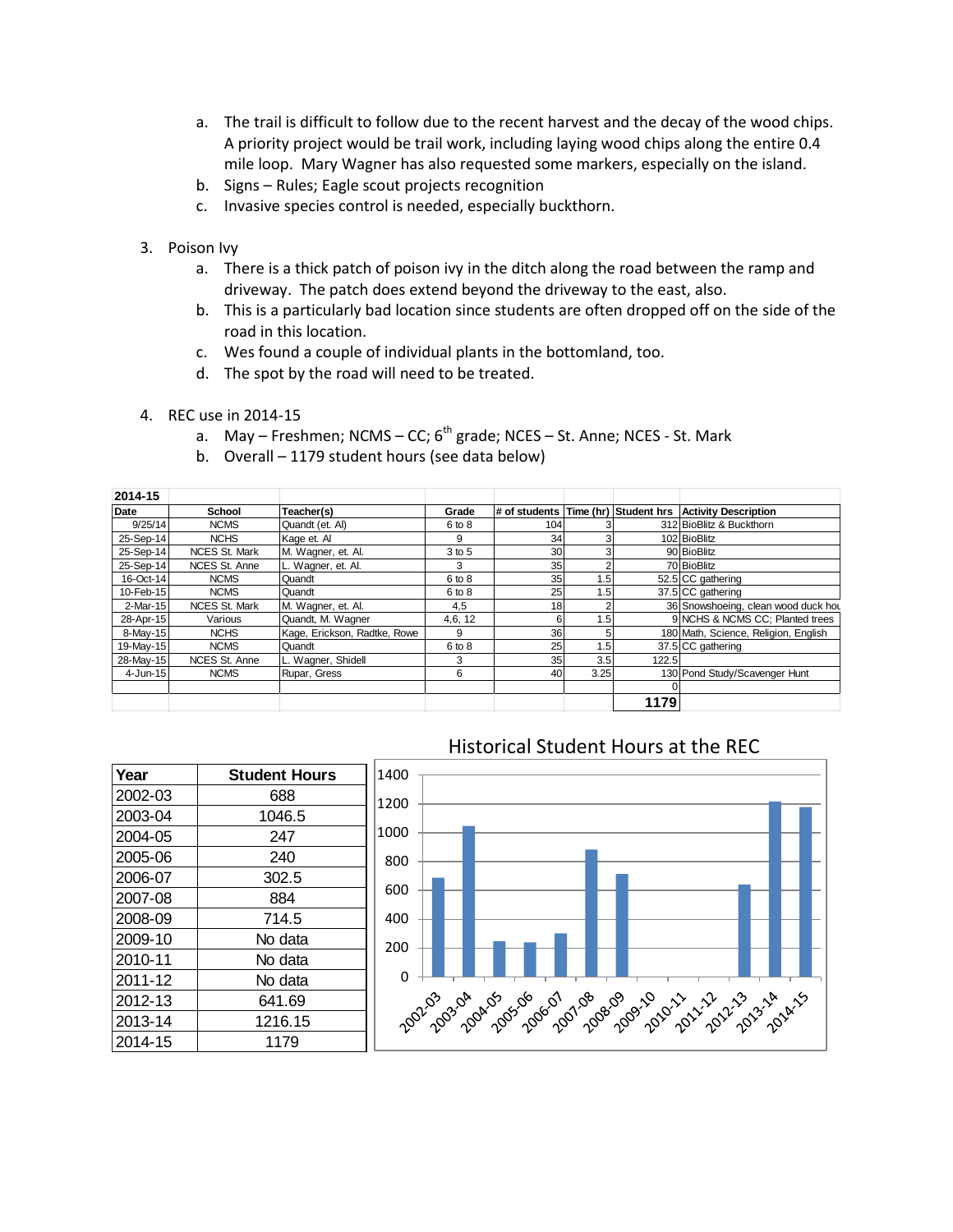a. The trail is difficult to follow due to the recent harvest and the decay of the wood chips. A priority project would be trail work, including laying wood chips along the entire 0.4 mile loop. Mary Wagner has also requested some markers, especially on the island.
b. Signs – Rules; Eagle scout projects recognition
c. Invasive species control is needed, especially buckthorn.

3. Poison Ivy
   a. There is a thick patch of poison ivy in the ditch along the road between the ramp and driveway. The patch does extend beyond the driveway to the east, also.
   b. This is a particularly bad location since students are often dropped off on the side of the road in this location.
   c. Wes found a couple of individual plants in the bottomland, too.
   d. The spot by the road will need to be treated.

4. REC use in 2014-15
   a. May – Freshmen; NCMS – CC; 6th grade; NCES – St. Anne; NCES - St. Mark
   b. Overall – 1179 student hours (see data below)

| 2014-15 | | | | | | | |
|---|---|---|---|---|---|---|---|
| **Date** | **School** | **Teacher(s)** | **Grade** | **# of students** | **Time (hr)** | **Student hrs** | **Activity Description** |
| 9/25/14 | NCMS | Quandt (et. Al) | 6 to 8 | 104 | 3 | 312 | BioBlitz & Buckthorn |
| 25-Sep-14 | NCHS | Kage et. Al | 9 | 34 | 3 | 102 | BioBlitz |
| 25-Sep-14 | NCES St. Mark | M. Wagner, et. Al. | 3 to 5 | 30 | 3 | 90 | BioBlitz |
| 25-Sep-14 | NCES St. Anne | L. Wagner, et. Al. | 3 | 35 | 2 | 70 | BioBlitz |
| 16-Oct-14 | NCMS | Quandt | 6 to 8 | 35 | 1.5 | 52.5 | CC gathering |
| 10-Feb-15 | NCMS | Quandt | 6 to 8 | 25 | 1.5 | 37.5 | CC gathering |
| 2-Mar-15 | NCES St. Mark | M. Wagner, et. Al. | 4,5 | 18 | 2 | 36 | Snowshoeing, clean wood duck hou |
| 28-Apr-15 | Various | Quandt, M. Wagner | 4,6, 12 | 6 | 1.5 | 9 | NCHS & NCMS CC; Planted trees |
| 8-May-15 | NCHS | Kage, Erickson, Radtke, Rowe | 9 | 36 | 5 | 180 | Math, Science, Religion, English |
| 19-May-15 | NCMS | Quandt | 6 to 8 | 25 | 1.5 | 37.5 | CC gathering |
| 28-May-15 | NCES St. Anne | L. Wagner, Shidell | 3 | 35 | 3.5 | 122.5 | |
| 4-Jun-15 | NCMS | Rupar, Gress | 6 | 40 | 3.25 | 130 | Pond Study/Scavenger Hunt |
| | | | | | | 0 | |
| | | | | | | **1179** | |

| Year | Student Hours |
|---|---|
| 2002-03 | 688 |
| 2003-04 | 1046.5 |
| 2004-05 | 247 |
| 2005-06 | 240 |
| 2006-07 | 302.5 |
| 2007-08 | 884 |
| 2008-09 | 714.5 |
| 2009-10 | No data |
| 2010-11 | No data |
| 2011-12 | No data |
| 2012-13 | 641.69 |
| 2013-14 | 1216.15 |
| 2014-15 | 1179 |

Historical Student Hours at the REC

1400
1200
1000
800
600
400
200
0

2002-03 2003-04 2004-05 2005-06 2006-07 2007-08 2008-09 2009-10 2010-11 2011-12 2012-13 2013-14 2014-15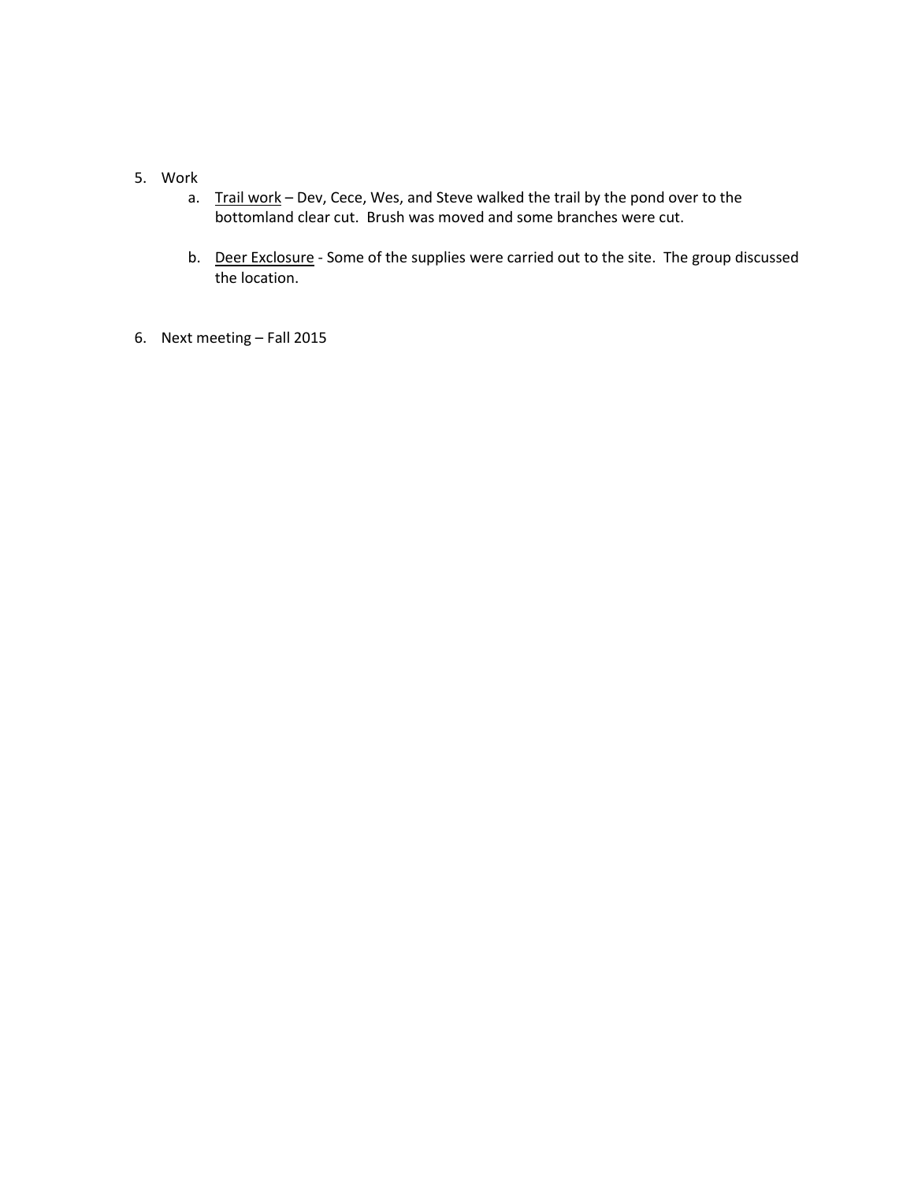5. Work
    a. <u>Trail work</u> – Dev, Cece, Wes, and Steve walked the trail by the pond over to the bottomland clear cut. Brush was moved and some branches were cut.

    b. <u>Deer Exclosure</u> - Some of the supplies were carried out to the site. The group discussed the location.

6. Next meeting – Fall 2015